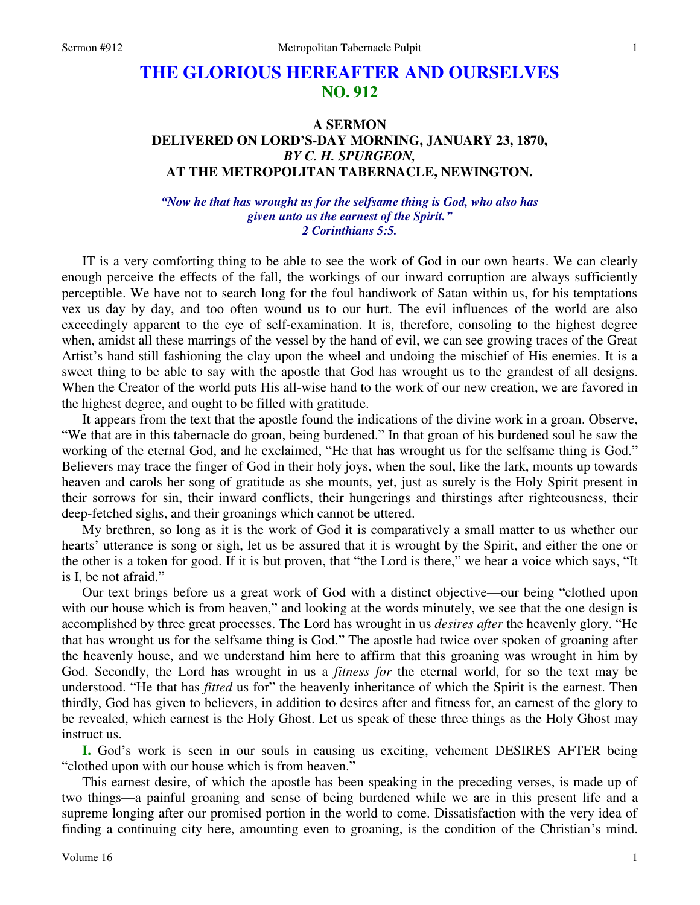# THE GLORIOUS HEREAFTER AND OURSELVES
## NO. 912

### A SERMON
### DELIVERED ON LORD'S-DAY MORNING, JANUARY 23, 1870,
### *BY C. H. SPURGEON,*
### AT THE METROPOLITAN TABERNACLE, NEWINGTON.

***"Now he that has wrought us for the selfsame thing is God, who also has given unto us the earnest of the Spirit." 2 Corinthians 5:5.***

IT is a very comforting thing to be able to see the work of God in our own hearts. We can clearly enough perceive the effects of the fall, the workings of our inward corruption are always sufficiently perceptible. We have not to search long for the foul handiwork of Satan within us, for his temptations vex us day by day, and too often wound us to our hurt. The evil influences of the world are also exceedingly apparent to the eye of self-examination. It is, therefore, consoling to the highest degree when, amidst all these marrings of the vessel by the hand of evil, we can see growing traces of the Great Artist's hand still fashioning the clay upon the wheel and undoing the mischief of His enemies. It is a sweet thing to be able to say with the apostle that God has wrought us to the grandest of all designs. When the Creator of the world puts His all-wise hand to the work of our new creation, we are favored in the highest degree, and ought to be filled with gratitude.

It appears from the text that the apostle found the indications of the divine work in a groan. Observe, "We that are in this tabernacle do groan, being burdened." In that groan of his burdened soul he saw the working of the eternal God, and he exclaimed, "He that has wrought us for the selfsame thing is God." Believers may trace the finger of God in their holy joys, when the soul, like the lark, mounts up towards heaven and carols her song of gratitude as she mounts, yet, just as surely is the Holy Spirit present in their sorrows for sin, their inward conflicts, their hungerings and thirstings after righteousness, their deep-fetched sighs, and their groanings which cannot be uttered.

My brethren, so long as it is the work of God it is comparatively a small matter to us whether our hearts' utterance is song or sigh, let us be assured that it is wrought by the Spirit, and either the one or the other is a token for good. If it is but proven, that "the Lord is there," we hear a voice which says, "It is I, be not afraid."

Our text brings before us a great work of God with a distinct objective—our being "clothed upon with our house which is from heaven," and looking at the words minutely, we see that the one design is accomplished by three great processes. The Lord has wrought in us *desires after* the heavenly glory. "He that has wrought us for the selfsame thing is God." The apostle had twice over spoken of groaning after the heavenly house, and we understand him here to affirm that this groaning was wrought in him by God. Secondly, the Lord has wrought in us a *fitness for* the eternal world, for so the text may be understood. "He that has *fitted* us for" the heavenly inheritance of which the Spirit is the earnest. Then thirdly, God has given to believers, in addition to desires after and fitness for, an earnest of the glory to be revealed, which earnest is the Holy Ghost. Let us speak of these three things as the Holy Ghost may instruct us.

**I.** God's work is seen in our souls in causing us exciting, vehement DESIRES AFTER being "clothed upon with our house which is from heaven."

This earnest desire, of which the apostle has been speaking in the preceding verses, is made up of two things—a painful groaning and sense of being burdened while we are in this present life and a supreme longing after our promised portion in the world to come. Dissatisfaction with the very idea of finding a continuing city here, amounting even to groaning, is the condition of the Christian's mind.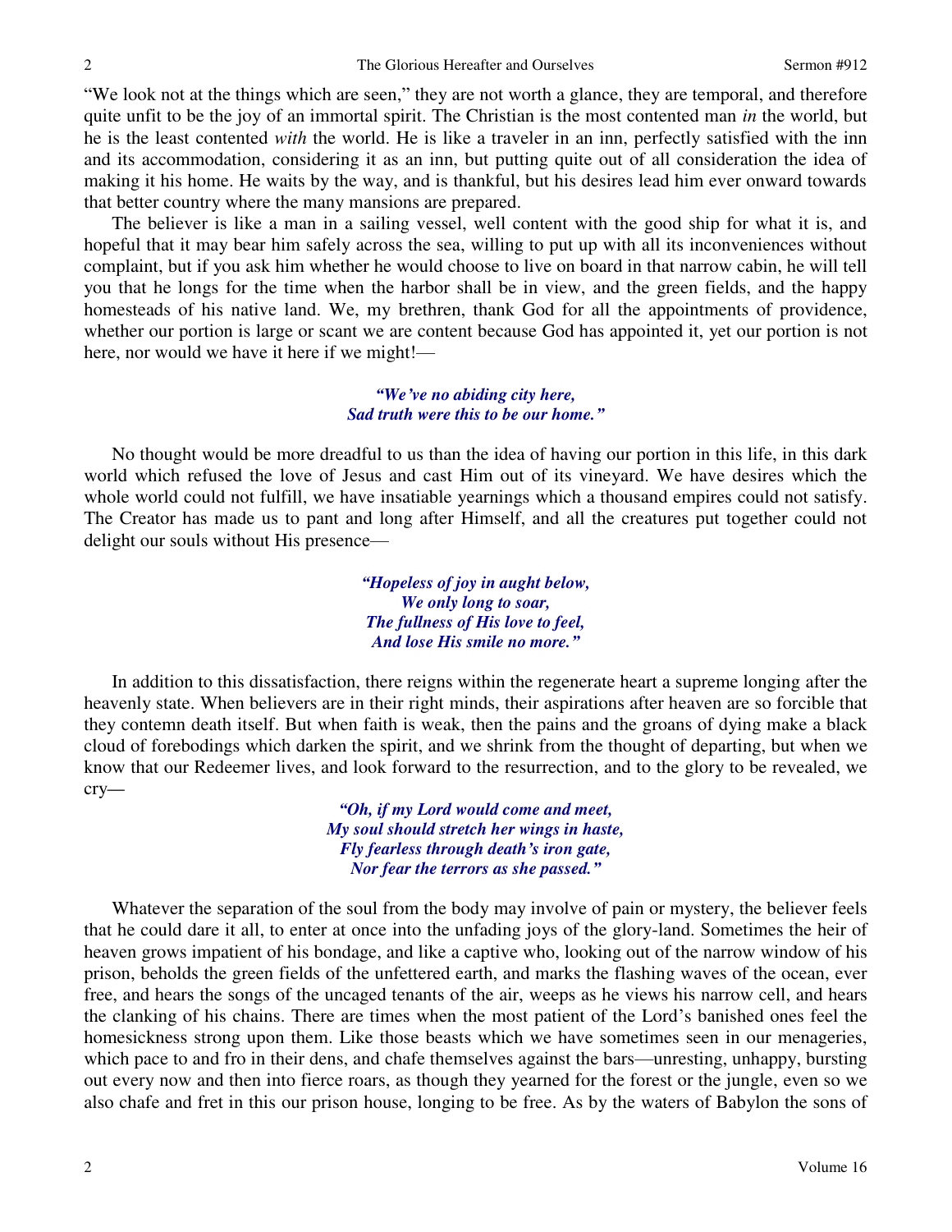"We look not at the things which are seen," they are not worth a glance, they are temporal, and therefore quite unfit to be the joy of an immortal spirit. The Christian is the most contented man *in* the world, but he is the least contented *with* the world. He is like a traveler in an inn, perfectly satisfied with the inn and its accommodation, considering it as an inn, but putting quite out of all consideration the idea of making it his home. He waits by the way, and is thankful, but his desires lead him ever onward towards that better country where the many mansions are prepared.

The believer is like a man in a sailing vessel, well content with the good ship for what it is, and hopeful that it may bear him safely across the sea, willing to put up with all its inconveniences without complaint, but if you ask him whether he would choose to live on board in that narrow cabin, he will tell you that he longs for the time when the harbor shall be in view, and the green fields, and the happy homesteads of his native land. We, my brethren, thank God for all the appointments of providence, whether our portion is large or scant we are content because God has appointed it, yet our portion is not here, nor would we have it here if we might!—

*"We've no abiding city here,*
*Sad truth were this to be our home."*

No thought would be more dreadful to us than the idea of having our portion in this life, in this dark world which refused the love of Jesus and cast Him out of its vineyard. We have desires which the whole world could not fulfill, we have insatiable yearnings which a thousand empires could not satisfy. The Creator has made us to pant and long after Himself, and all the creatures put together could not delight our souls without His presence—

*"Hopeless of joy in aught below,*
*We only long to soar,*
*The fullness of His love to feel,*
*And lose His smile no more."*

In addition to this dissatisfaction, there reigns within the regenerate heart a supreme longing after the heavenly state. When believers are in their right minds, their aspirations after heaven are so forcible that they contemn death itself. But when faith is weak, then the pains and the groans of dying make a black cloud of forebodings which darken the spirit, and we shrink from the thought of departing, but when we know that our Redeemer lives, and look forward to the resurrection, and to the glory to be revealed, we cry—

*"Oh, if my Lord would come and meet,*
*My soul should stretch her wings in haste,*
*Fly fearless through death's iron gate,*
*Nor fear the terrors as she passed."*

Whatever the separation of the soul from the body may involve of pain or mystery, the believer feels that he could dare it all, to enter at once into the unfading joys of the glory-land. Sometimes the heir of heaven grows impatient of his bondage, and like a captive who, looking out of the narrow window of his prison, beholds the green fields of the unfettered earth, and marks the flashing waves of the ocean, ever free, and hears the songs of the uncaged tenants of the air, weeps as he views his narrow cell, and hears the clanking of his chains. There are times when the most patient of the Lord's banished ones feel the homesickness strong upon them. Like those beasts which we have sometimes seen in our menageries, which pace to and fro in their dens, and chafe themselves against the bars—unresting, unhappy, bursting out every now and then into fierce roars, as though they yearned for the forest or the jungle, even so we also chafe and fret in this our prison house, longing to be free. As by the waters of Babylon the sons of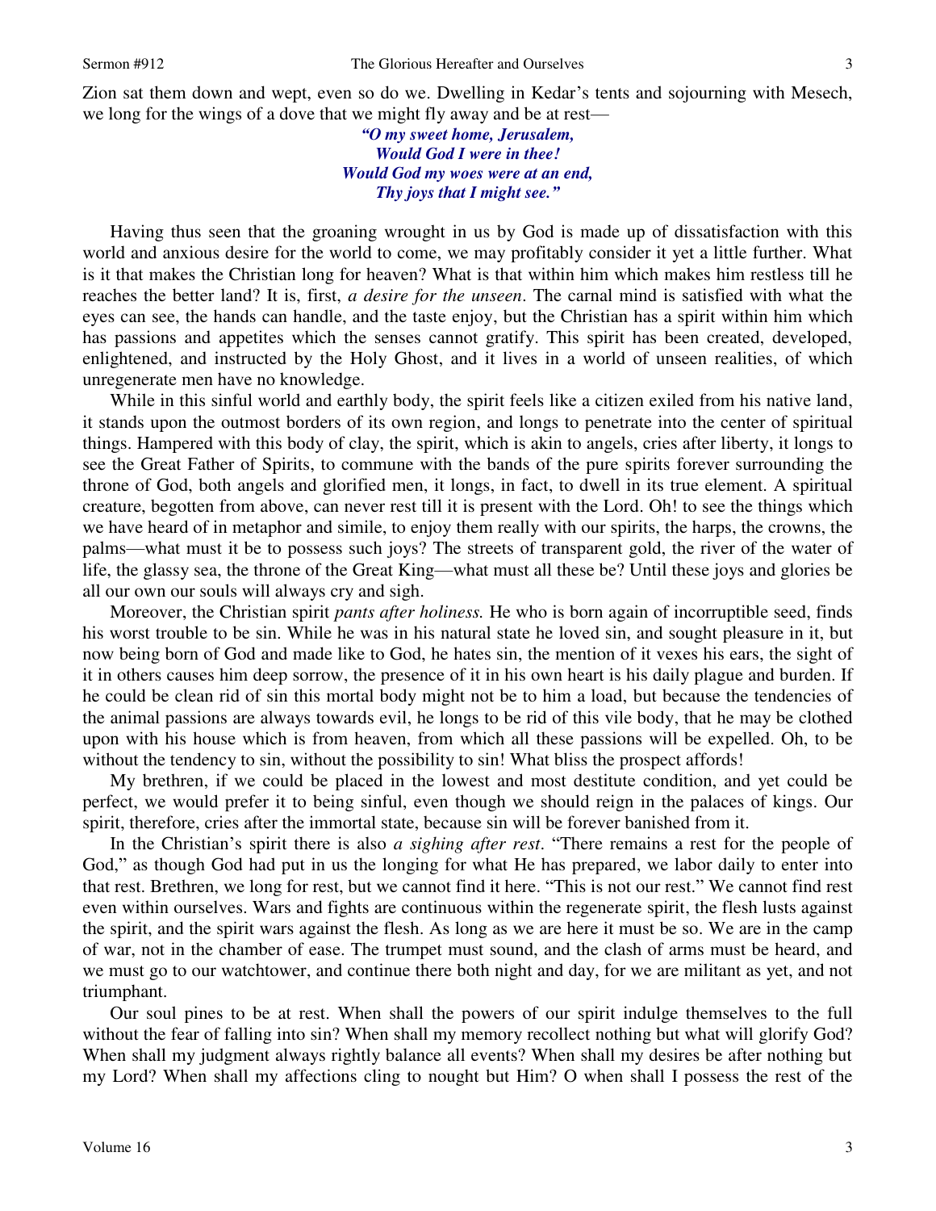Zion sat them down and wept, even so do we. Dwelling in Kedar's tents and sojourning with Mesech, we long for the wings of a dove that we might fly away and be at rest—

*"O my sweet home, Jerusalem,*
*Would God I were in thee!*
*Would God my woes were at an end,*
*Thy joys that I might see."*

Having thus seen that the groaning wrought in us by God is made up of dissatisfaction with this world and anxious desire for the world to come, we may profitably consider it yet a little further. What is it that makes the Christian long for heaven? What is that within him which makes him restless till he reaches the better land? It is, first, *a desire for the unseen*. The carnal mind is satisfied with what the eyes can see, the hands can handle, and the taste enjoy, but the Christian has a spirit within him which has passions and appetites which the senses cannot gratify. This spirit has been created, developed, enlightened, and instructed by the Holy Ghost, and it lives in a world of unseen realities, of which unregenerate men have no knowledge.

While in this sinful world and earthly body, the spirit feels like a citizen exiled from his native land, it stands upon the outmost borders of its own region, and longs to penetrate into the center of spiritual things. Hampered with this body of clay, the spirit, which is akin to angels, cries after liberty, it longs to see the Great Father of Spirits, to commune with the bands of the pure spirits forever surrounding the throne of God, both angels and glorified men, it longs, in fact, to dwell in its true element. A spiritual creature, begotten from above, can never rest till it is present with the Lord. Oh! to see the things which we have heard of in metaphor and simile, to enjoy them really with our spirits, the harps, the crowns, the palms—what must it be to possess such joys? The streets of transparent gold, the river of the water of life, the glassy sea, the throne of the Great King—what must all these be? Until these joys and glories be all our own our souls will always cry and sigh.

Moreover, the Christian spirit *pants after holiness.* He who is born again of incorruptible seed, finds his worst trouble to be sin. While he was in his natural state he loved sin, and sought pleasure in it, but now being born of God and made like to God, he hates sin, the mention of it vexes his ears, the sight of it in others causes him deep sorrow, the presence of it in his own heart is his daily plague and burden. If he could be clean rid of sin this mortal body might not be to him a load, but because the tendencies of the animal passions are always towards evil, he longs to be rid of this vile body, that he may be clothed upon with his house which is from heaven, from which all these passions will be expelled. Oh, to be without the tendency to sin, without the possibility to sin! What bliss the prospect affords!

My brethren, if we could be placed in the lowest and most destitute condition, and yet could be perfect, we would prefer it to being sinful, even though we should reign in the palaces of kings. Our spirit, therefore, cries after the immortal state, because sin will be forever banished from it.

In the Christian's spirit there is also *a sighing after rest*. "There remains a rest for the people of God," as though God had put in us the longing for what He has prepared, we labor daily to enter into that rest. Brethren, we long for rest, but we cannot find it here. "This is not our rest." We cannot find rest even within ourselves. Wars and fights are continuous within the regenerate spirit, the flesh lusts against the spirit, and the spirit wars against the flesh. As long as we are here it must be so. We are in the camp of war, not in the chamber of ease. The trumpet must sound, and the clash of arms must be heard, and we must go to our watchtower, and continue there both night and day, for we are militant as yet, and not triumphant.

Our soul pines to be at rest. When shall the powers of our spirit indulge themselves to the full without the fear of falling into sin? When shall my memory recollect nothing but what will glorify God? When shall my judgment always rightly balance all events? When shall my desires be after nothing but my Lord? When shall my affections cling to nought but Him? O when shall I possess the rest of the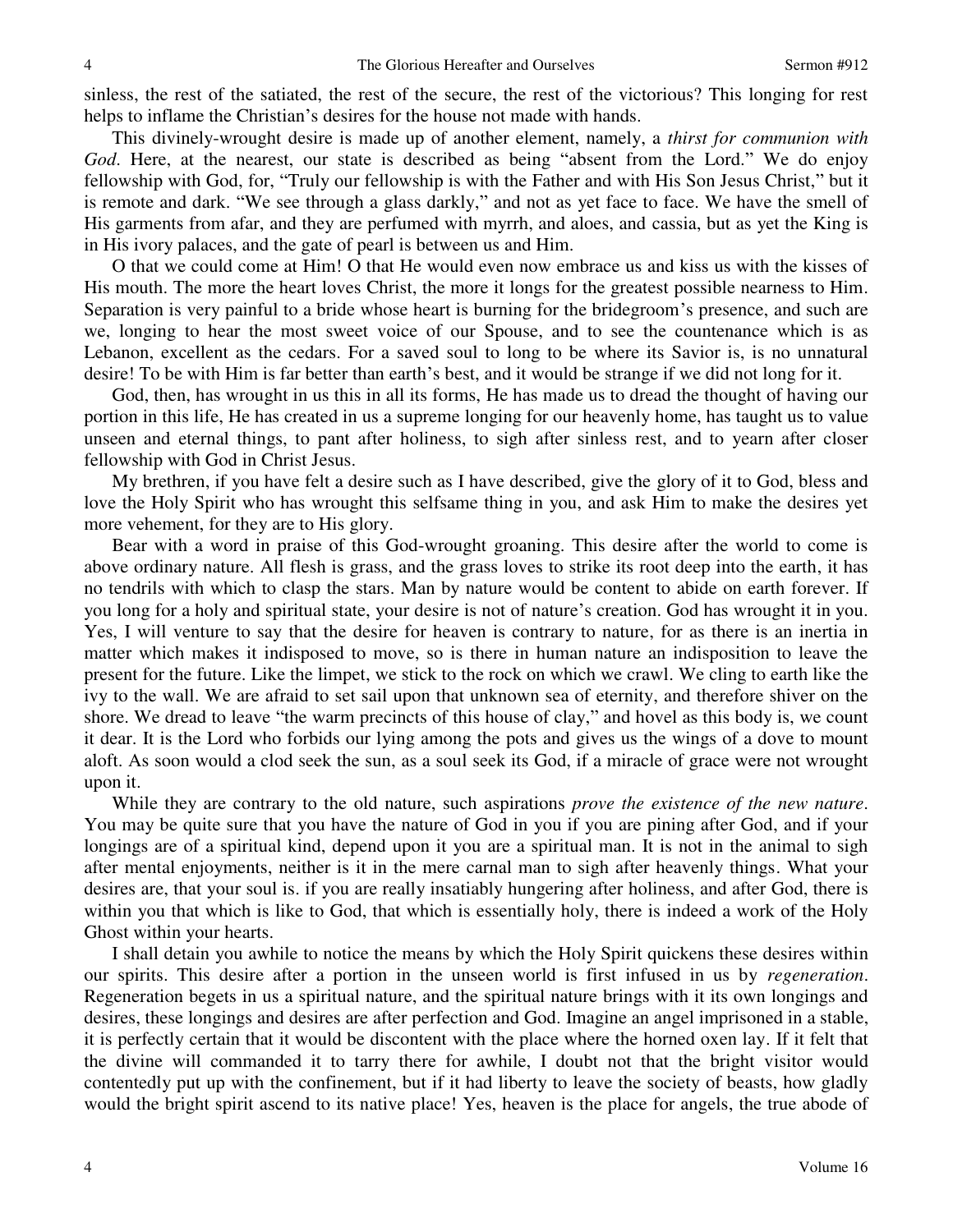sinless, the rest of the satiated, the rest of the secure, the rest of the victorious? This longing for rest helps to inflame the Christian's desires for the house not made with hands.

This divinely-wrought desire is made up of another element, namely, a *thirst for communion with God*. Here, at the nearest, our state is described as being "absent from the Lord." We do enjoy fellowship with God, for, "Truly our fellowship is with the Father and with His Son Jesus Christ," but it is remote and dark. "We see through a glass darkly," and not as yet face to face. We have the smell of His garments from afar, and they are perfumed with myrrh, and aloes, and cassia, but as yet the King is in His ivory palaces, and the gate of pearl is between us and Him.

O that we could come at Him! O that He would even now embrace us and kiss us with the kisses of His mouth. The more the heart loves Christ, the more it longs for the greatest possible nearness to Him. Separation is very painful to a bride whose heart is burning for the bridegroom's presence, and such are we, longing to hear the most sweet voice of our Spouse, and to see the countenance which is as Lebanon, excellent as the cedars. For a saved soul to long to be where its Savior is, is no unnatural desire! To be with Him is far better than earth's best, and it would be strange if we did not long for it.

God, then, has wrought in us this in all its forms, He has made us to dread the thought of having our portion in this life, He has created in us a supreme longing for our heavenly home, has taught us to value unseen and eternal things, to pant after holiness, to sigh after sinless rest, and to yearn after closer fellowship with God in Christ Jesus.

My brethren, if you have felt a desire such as I have described, give the glory of it to God, bless and love the Holy Spirit who has wrought this selfsame thing in you, and ask Him to make the desires yet more vehement, for they are to His glory.

Bear with a word in praise of this God-wrought groaning. This desire after the world to come is above ordinary nature. All flesh is grass, and the grass loves to strike its root deep into the earth, it has no tendrils with which to clasp the stars. Man by nature would be content to abide on earth forever. If you long for a holy and spiritual state, your desire is not of nature's creation. God has wrought it in you. Yes, I will venture to say that the desire for heaven is contrary to nature, for as there is an inertia in matter which makes it indisposed to move, so is there in human nature an indisposition to leave the present for the future. Like the limpet, we stick to the rock on which we crawl. We cling to earth like the ivy to the wall. We are afraid to set sail upon that unknown sea of eternity, and therefore shiver on the shore. We dread to leave "the warm precincts of this house of clay," and hovel as this body is, we count it dear. It is the Lord who forbids our lying among the pots and gives us the wings of a dove to mount aloft. As soon would a clod seek the sun, as a soul seek its God, if a miracle of grace were not wrought upon it.

While they are contrary to the old nature, such aspirations *prove the existence of the new nature*. You may be quite sure that you have the nature of God in you if you are pining after God, and if your longings are of a spiritual kind, depend upon it you are a spiritual man. It is not in the animal to sigh after mental enjoyments, neither is it in the mere carnal man to sigh after heavenly things. What your desires are, that your soul is. if you are really insatiably hungering after holiness, and after God, there is within you that which is like to God, that which is essentially holy, there is indeed a work of the Holy Ghost within your hearts.

I shall detain you awhile to notice the means by which the Holy Spirit quickens these desires within our spirits. This desire after a portion in the unseen world is first infused in us by *regeneration*. Regeneration begets in us a spiritual nature, and the spiritual nature brings with it its own longings and desires, these longings and desires are after perfection and God. Imagine an angel imprisoned in a stable, it is perfectly certain that it would be discontent with the place where the horned oxen lay. If it felt that the divine will commanded it to tarry there for awhile, I doubt not that the bright visitor would contentedly put up with the confinement, but if it had liberty to leave the society of beasts, how gladly would the bright spirit ascend to its native place! Yes, heaven is the place for angels, the true abode of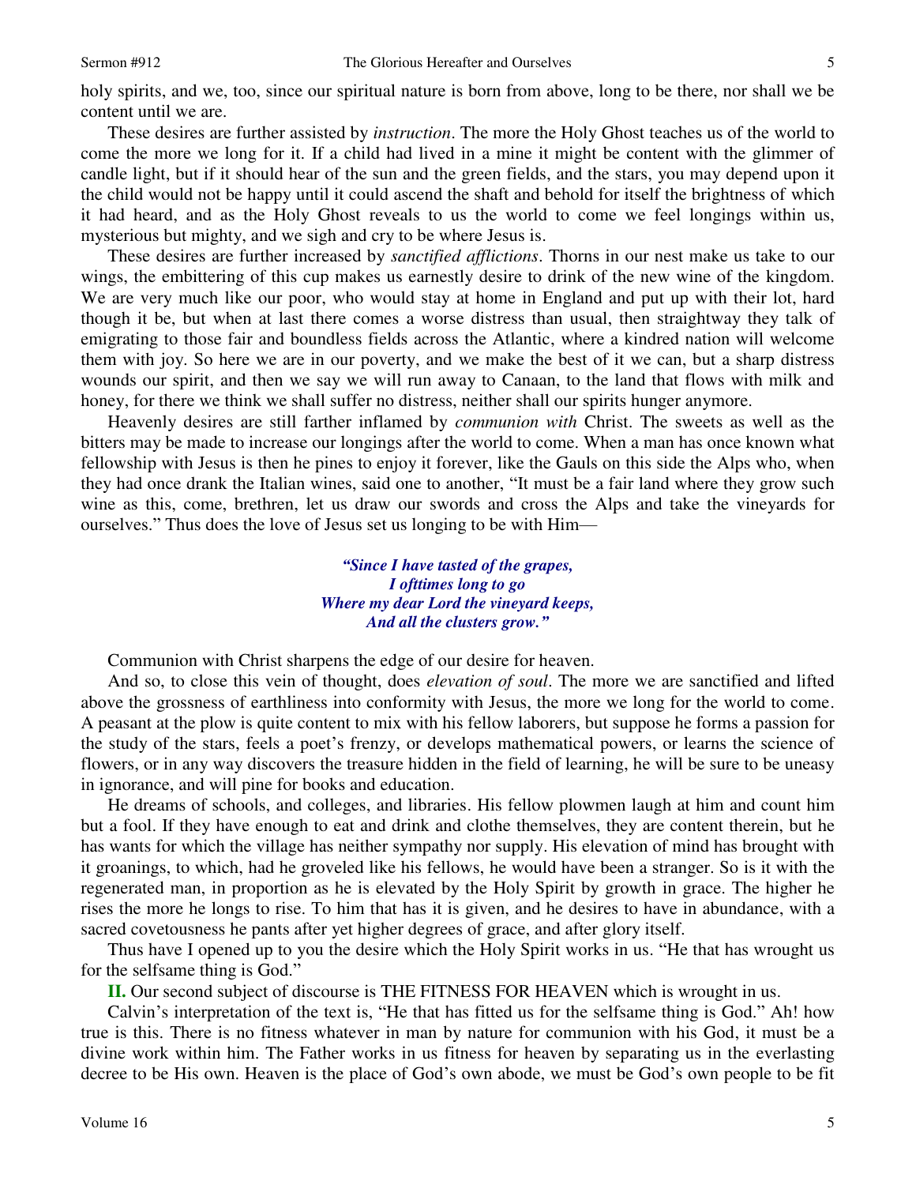holy spirits, and we, too, since our spiritual nature is born from above, long to be there, nor shall we be content until we are.

These desires are further assisted by *instruction*. The more the Holy Ghost teaches us of the world to come the more we long for it. If a child had lived in a mine it might be content with the glimmer of candle light, but if it should hear of the sun and the green fields, and the stars, you may depend upon it the child would not be happy until it could ascend the shaft and behold for itself the brightness of which it had heard, and as the Holy Ghost reveals to us the world to come we feel longings within us, mysterious but mighty, and we sigh and cry to be where Jesus is.

These desires are further increased by *sanctified afflictions*. Thorns in our nest make us take to our wings, the embittering of this cup makes us earnestly desire to drink of the new wine of the kingdom. We are very much like our poor, who would stay at home in England and put up with their lot, hard though it be, but when at last there comes a worse distress than usual, then straightway they talk of emigrating to those fair and boundless fields across the Atlantic, where a kindred nation will welcome them with joy. So here we are in our poverty, and we make the best of it we can, but a sharp distress wounds our spirit, and then we say we will run away to Canaan, to the land that flows with milk and honey, for there we think we shall suffer no distress, neither shall our spirits hunger anymore.

Heavenly desires are still farther inflamed by *communion with* Christ. The sweets as well as the bitters may be made to increase our longings after the world to come. When a man has once known what fellowship with Jesus is then he pines to enjoy it forever, like the Gauls on this side the Alps who, when they had once drank the Italian wines, said one to another, "It must be a fair land where they grow such wine as this, come, brethren, let us draw our swords and cross the Alps and take the vineyards for ourselves." Thus does the love of Jesus set us longing to be with Him—

> ***"Since I have tasted of the grapes,***
> ***I ofttimes long to go***
> ***Where my dear Lord the vineyard keeps,***
> ***And all the clusters grow."***

Communion with Christ sharpens the edge of our desire for heaven.

And so, to close this vein of thought, does *elevation of soul*. The more we are sanctified and lifted above the grossness of earthliness into conformity with Jesus, the more we long for the world to come. A peasant at the plow is quite content to mix with his fellow laborers, but suppose he forms a passion for the study of the stars, feels a poet's frenzy, or develops mathematical powers, or learns the science of flowers, or in any way discovers the treasure hidden in the field of learning, he will be sure to be uneasy in ignorance, and will pine for books and education.

He dreams of schools, and colleges, and libraries. His fellow plowmen laugh at him and count him but a fool. If they have enough to eat and drink and clothe themselves, they are content therein, but he has wants for which the village has neither sympathy nor supply. His elevation of mind has brought with it groanings, to which, had he groveled like his fellows, he would have been a stranger. So is it with the regenerated man, in proportion as he is elevated by the Holy Spirit by growth in grace. The higher he rises the more he longs to rise. To him that has it is given, and he desires to have in abundance, with a sacred covetousness he pants after yet higher degrees of grace, and after glory itself.

Thus have I opened up to you the desire which the Holy Spirit works in us. "He that has wrought us for the selfsame thing is God."

**II.** Our second subject of discourse is THE FITNESS FOR HEAVEN which is wrought in us.

Calvin's interpretation of the text is, "He that has fitted us for the selfsame thing is God." Ah! how true is this. There is no fitness whatever in man by nature for communion with his God, it must be a divine work within him. The Father works in us fitness for heaven by separating us in the everlasting decree to be His own. Heaven is the place of God's own abode, we must be God's own people to be fit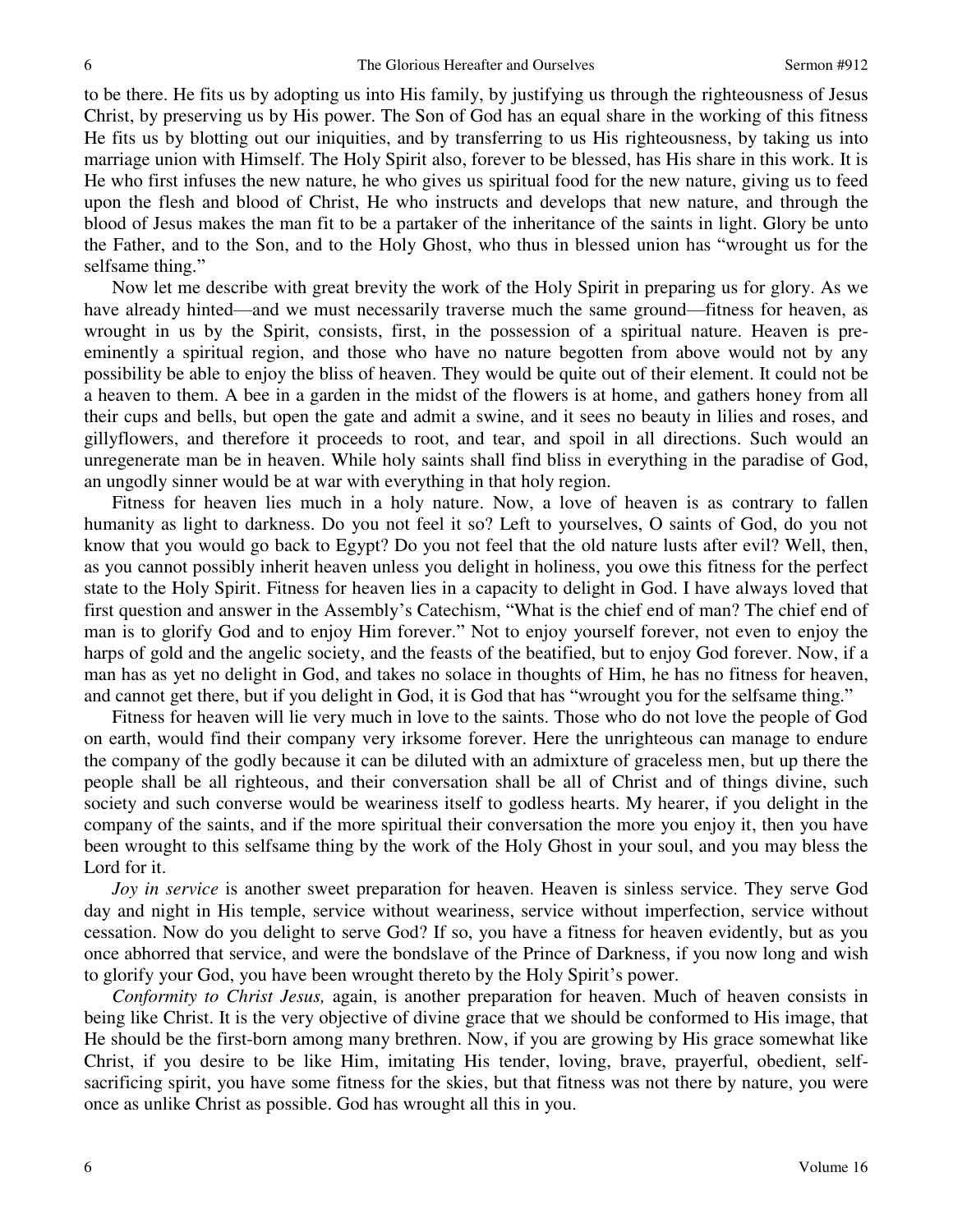to be there. He fits us by adopting us into His family, by justifying us through the righteousness of Jesus Christ, by preserving us by His power. The Son of God has an equal share in the working of this fitness He fits us by blotting out our iniquities, and by transferring to us His righteousness, by taking us into marriage union with Himself. The Holy Spirit also, forever to be blessed, has His share in this work. It is He who first infuses the new nature, he who gives us spiritual food for the new nature, giving us to feed upon the flesh and blood of Christ, He who instructs and develops that new nature, and through the blood of Jesus makes the man fit to be a partaker of the inheritance of the saints in light. Glory be unto the Father, and to the Son, and to the Holy Ghost, who thus in blessed union has "wrought us for the selfsame thing."

Now let me describe with great brevity the work of the Holy Spirit in preparing us for glory. As we have already hinted—and we must necessarily traverse much the same ground—fitness for heaven, as wrought in us by the Spirit, consists, first, in the possession of a spiritual nature. Heaven is pre-eminently a spiritual region, and those who have no nature begotten from above would not by any possibility be able to enjoy the bliss of heaven. They would be quite out of their element. It could not be a heaven to them. A bee in a garden in the midst of the flowers is at home, and gathers honey from all their cups and bells, but open the gate and admit a swine, and it sees no beauty in lilies and roses, and gillyflowers, and therefore it proceeds to root, and tear, and spoil in all directions. Such would an unregenerate man be in heaven. While holy saints shall find bliss in everything in the paradise of God, an ungodly sinner would be at war with everything in that holy region.

Fitness for heaven lies much in a holy nature. Now, a love of heaven is as contrary to fallen humanity as light to darkness. Do you not feel it so? Left to yourselves, O saints of God, do you not know that you would go back to Egypt? Do you not feel that the old nature lusts after evil? Well, then, as you cannot possibly inherit heaven unless you delight in holiness, you owe this fitness for the perfect state to the Holy Spirit. Fitness for heaven lies in a capacity to delight in God. I have always loved that first question and answer in the Assembly's Catechism, "What is the chief end of man? The chief end of man is to glorify God and to enjoy Him forever." Not to enjoy yourself forever, not even to enjoy the harps of gold and the angelic society, and the feasts of the beatified, but to enjoy God forever. Now, if a man has as yet no delight in God, and takes no solace in thoughts of Him, he has no fitness for heaven, and cannot get there, but if you delight in God, it is God that has "wrought you for the selfsame thing."

Fitness for heaven will lie very much in love to the saints. Those who do not love the people of God on earth, would find their company very irksome forever. Here the unrighteous can manage to endure the company of the godly because it can be diluted with an admixture of graceless men, but up there the people shall be all righteous, and their conversation shall be all of Christ and of things divine, such society and such converse would be weariness itself to godless hearts. My hearer, if you delight in the company of the saints, and if the more spiritual their conversation the more you enjoy it, then you have been wrought to this selfsame thing by the work of the Holy Ghost in your soul, and you may bless the Lord for it.

*Joy in service* is another sweet preparation for heaven. Heaven is sinless service. They serve God day and night in His temple, service without weariness, service without imperfection, service without cessation. Now do you delight to serve God? If so, you have a fitness for heaven evidently, but as you once abhorred that service, and were the bondslave of the Prince of Darkness, if you now long and wish to glorify your God, you have been wrought thereto by the Holy Spirit's power.

*Conformity to Christ Jesus,* again, is another preparation for heaven. Much of heaven consists in being like Christ. It is the very objective of divine grace that we should be conformed to His image, that He should be the first-born among many brethren. Now, if you are growing by His grace somewhat like Christ, if you desire to be like Him, imitating His tender, loving, brave, prayerful, obedient, self-sacrificing spirit, you have some fitness for the skies, but that fitness was not there by nature, you were once as unlike Christ as possible. God has wrought all this in you.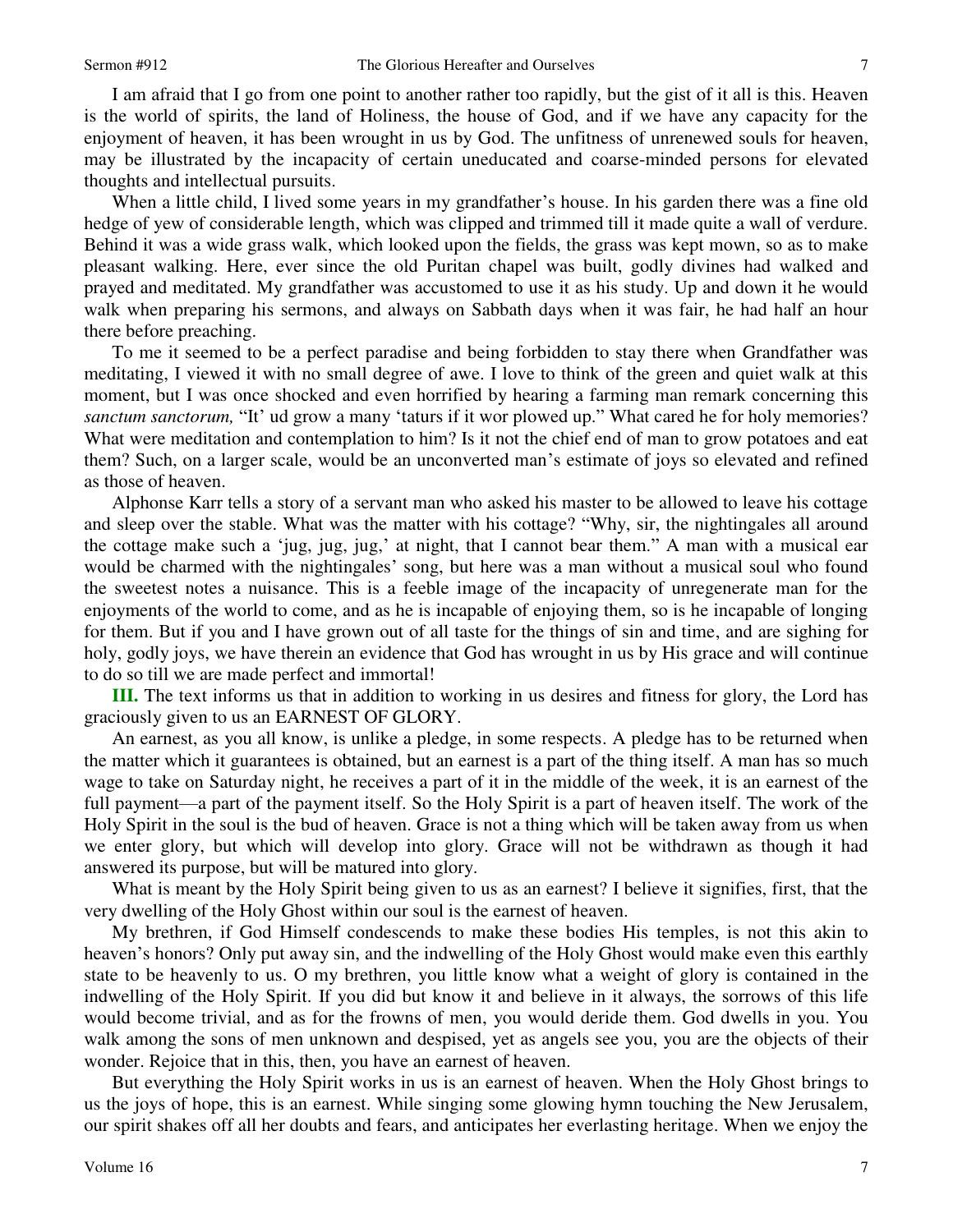I am afraid that I go from one point to another rather too rapidly, but the gist of it all is this. Heaven is the world of spirits, the land of Holiness, the house of God, and if we have any capacity for the enjoyment of heaven, it has been wrought in us by God. The unfitness of unrenewed souls for heaven, may be illustrated by the incapacity of certain uneducated and coarse-minded persons for elevated thoughts and intellectual pursuits.

When a little child, I lived some years in my grandfather's house. In his garden there was a fine old hedge of yew of considerable length, which was clipped and trimmed till it made quite a wall of verdure. Behind it was a wide grass walk, which looked upon the fields, the grass was kept mown, so as to make pleasant walking. Here, ever since the old Puritan chapel was built, godly divines had walked and prayed and meditated. My grandfather was accustomed to use it as his study. Up and down it he would walk when preparing his sermons, and always on Sabbath days when it was fair, he had half an hour there before preaching.

To me it seemed to be a perfect paradise and being forbidden to stay there when Grandfather was meditating, I viewed it with no small degree of awe. I love to think of the green and quiet walk at this moment, but I was once shocked and even horrified by hearing a farming man remark concerning this *sanctum sanctorum,* "It' ud grow a many 'taturs if it wor plowed up." What cared he for holy memories? What were meditation and contemplation to him? Is it not the chief end of man to grow potatoes and eat them? Such, on a larger scale, would be an unconverted man's estimate of joys so elevated and refined as those of heaven.

Alphonse Karr tells a story of a servant man who asked his master to be allowed to leave his cottage and sleep over the stable. What was the matter with his cottage? "Why, sir, the nightingales all around the cottage make such a 'jug, jug, jug,' at night, that I cannot bear them." A man with a musical ear would be charmed with the nightingales' song, but here was a man without a musical soul who found the sweetest notes a nuisance. This is a feeble image of the incapacity of unregenerate man for the enjoyments of the world to come, and as he is incapable of enjoying them, so is he incapable of longing for them. But if you and I have grown out of all taste for the things of sin and time, and are sighing for holy, godly joys, we have therein an evidence that God has wrought in us by His grace and will continue to do so till we are made perfect and immortal!

**III.** The text informs us that in addition to working in us desires and fitness for glory, the Lord has graciously given to us an EARNEST OF GLORY.

An earnest, as you all know, is unlike a pledge, in some respects. A pledge has to be returned when the matter which it guarantees is obtained, but an earnest is a part of the thing itself. A man has so much wage to take on Saturday night, he receives a part of it in the middle of the week, it is an earnest of the full payment—a part of the payment itself. So the Holy Spirit is a part of heaven itself. The work of the Holy Spirit in the soul is the bud of heaven. Grace is not a thing which will be taken away from us when we enter glory, but which will develop into glory. Grace will not be withdrawn as though it had answered its purpose, but will be matured into glory.

What is meant by the Holy Spirit being given to us as an earnest? I believe it signifies, first, that the very dwelling of the Holy Ghost within our soul is the earnest of heaven.

My brethren, if God Himself condescends to make these bodies His temples, is not this akin to heaven's honors? Only put away sin, and the indwelling of the Holy Ghost would make even this earthly state to be heavenly to us. O my brethren, you little know what a weight of glory is contained in the indwelling of the Holy Spirit. If you did but know it and believe in it always, the sorrows of this life would become trivial, and as for the frowns of men, you would deride them. God dwells in you. You walk among the sons of men unknown and despised, yet as angels see you, you are the objects of their wonder. Rejoice that in this, then, you have an earnest of heaven.

But everything the Holy Spirit works in us is an earnest of heaven. When the Holy Ghost brings to us the joys of hope, this is an earnest. While singing some glowing hymn touching the New Jerusalem, our spirit shakes off all her doubts and fears, and anticipates her everlasting heritage. When we enjoy the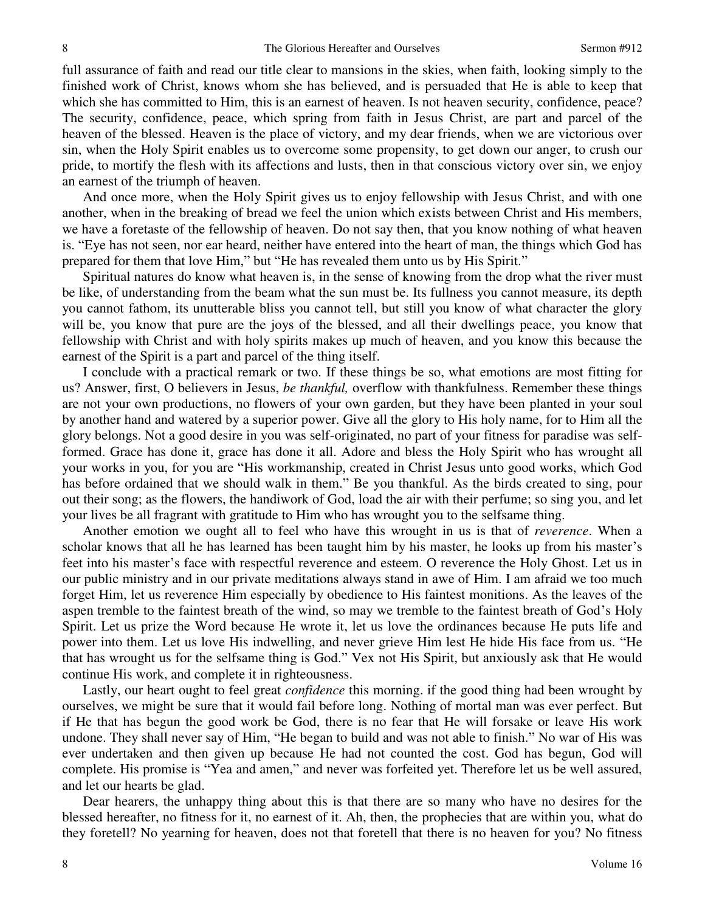full assurance of faith and read our title clear to mansions in the skies, when faith, looking simply to the finished work of Christ, knows whom she has believed, and is persuaded that He is able to keep that which she has committed to Him, this is an earnest of heaven. Is not heaven security, confidence, peace? The security, confidence, peace, which spring from faith in Jesus Christ, are part and parcel of the heaven of the blessed. Heaven is the place of victory, and my dear friends, when we are victorious over sin, when the Holy Spirit enables us to overcome some propensity, to get down our anger, to crush our pride, to mortify the flesh with its affections and lusts, then in that conscious victory over sin, we enjoy an earnest of the triumph of heaven.

And once more, when the Holy Spirit gives us to enjoy fellowship with Jesus Christ, and with one another, when in the breaking of bread we feel the union which exists between Christ and His members, we have a foretaste of the fellowship of heaven. Do not say then, that you know nothing of what heaven is. "Eye has not seen, nor ear heard, neither have entered into the heart of man, the things which God has prepared for them that love Him," but "He has revealed them unto us by His Spirit."

Spiritual natures do know what heaven is, in the sense of knowing from the drop what the river must be like, of understanding from the beam what the sun must be. Its fullness you cannot measure, its depth you cannot fathom, its unutterable bliss you cannot tell, but still you know of what character the glory will be, you know that pure are the joys of the blessed, and all their dwellings peace, you know that fellowship with Christ and with holy spirits makes up much of heaven, and you know this because the earnest of the Spirit is a part and parcel of the thing itself.

I conclude with a practical remark or two. If these things be so, what emotions are most fitting for us? Answer, first, O believers in Jesus, *be thankful,* overflow with thankfulness. Remember these things are not your own productions, no flowers of your own garden, but they have been planted in your soul by another hand and watered by a superior power. Give all the glory to His holy name, for to Him all the glory belongs. Not a good desire in you was self-originated, no part of your fitness for paradise was self-formed. Grace has done it, grace has done it all. Adore and bless the Holy Spirit who has wrought all your works in you, for you are "His workmanship, created in Christ Jesus unto good works, which God has before ordained that we should walk in them." Be you thankful. As the birds created to sing, pour out their song; as the flowers, the handiwork of God, load the air with their perfume; so sing you, and let your lives be all fragrant with gratitude to Him who has wrought you to the selfsame thing.

Another emotion we ought all to feel who have this wrought in us is that of *reverence*. When a scholar knows that all he has learned has been taught him by his master, he looks up from his master's feet into his master's face with respectful reverence and esteem. O reverence the Holy Ghost. Let us in our public ministry and in our private meditations always stand in awe of Him. I am afraid we too much forget Him, let us reverence Him especially by obedience to His faintest monitions. As the leaves of the aspen tremble to the faintest breath of the wind, so may we tremble to the faintest breath of God's Holy Spirit. Let us prize the Word because He wrote it, let us love the ordinances because He puts life and power into them. Let us love His indwelling, and never grieve Him lest He hide His face from us. "He that has wrought us for the selfsame thing is God." Vex not His Spirit, but anxiously ask that He would continue His work, and complete it in righteousness.

Lastly, our heart ought to feel great *confidence* this morning. if the good thing had been wrought by ourselves, we might be sure that it would fail before long. Nothing of mortal man was ever perfect. But if He that has begun the good work be God, there is no fear that He will forsake or leave His work undone. They shall never say of Him, "He began to build and was not able to finish." No war of His was ever undertaken and then given up because He had not counted the cost. God has begun, God will complete. His promise is "Yea and amen," and never was forfeited yet. Therefore let us be well assured, and let our hearts be glad.

Dear hearers, the unhappy thing about this is that there are so many who have no desires for the blessed hereafter, no fitness for it, no earnest of it. Ah, then, the prophecies that are within you, what do they foretell? No yearning for heaven, does not that foretell that there is no heaven for you? No fitness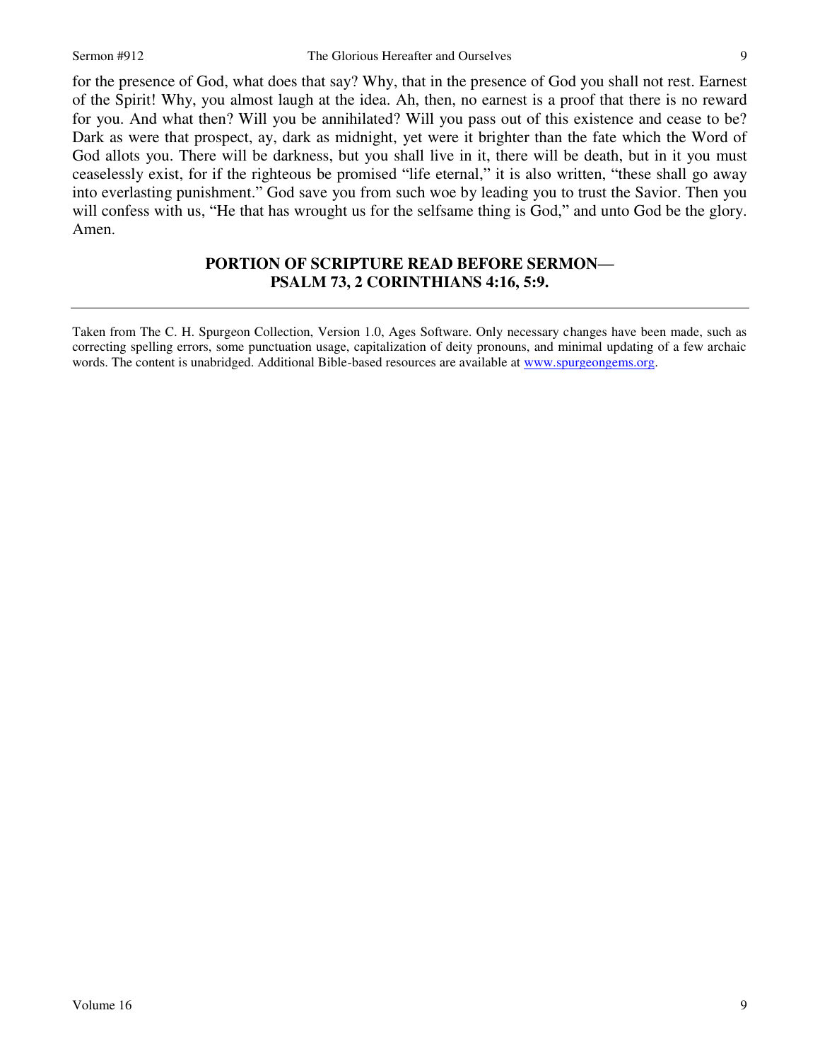for the presence of God, what does that say? Why, that in the presence of God you shall not rest. Earnest of the Spirit! Why, you almost laugh at the idea. Ah, then, no earnest is a proof that there is no reward for you. And what then? Will you be annihilated? Will you pass out of this existence and cease to be? Dark as were that prospect, ay, dark as midnight, yet were it brighter than the fate which the Word of God allots you. There will be darkness, but you shall live in it, there will be death, but in it you must ceaselessly exist, for if the righteous be promised "life eternal," it is also written, "these shall go away into everlasting punishment." God save you from such woe by leading you to trust the Savior. Then you will confess with us, "He that has wrought us for the selfsame thing is God," and unto God be the glory. Amen.

**PORTION OF SCRIPTURE READ BEFORE SERMON—
PSALM 73, 2 CORINTHIANS 4:16, 5:9.**

---

Taken from The C. H. Spurgeon Collection, Version 1.0, Ages Software. Only necessary changes have been made, such as correcting spelling errors, some punctuation usage, capitalization of deity pronouns, and minimal updating of a few archaic words. The content is unabridged. Additional Bible-based resources are available at www.spurgeongems.org.